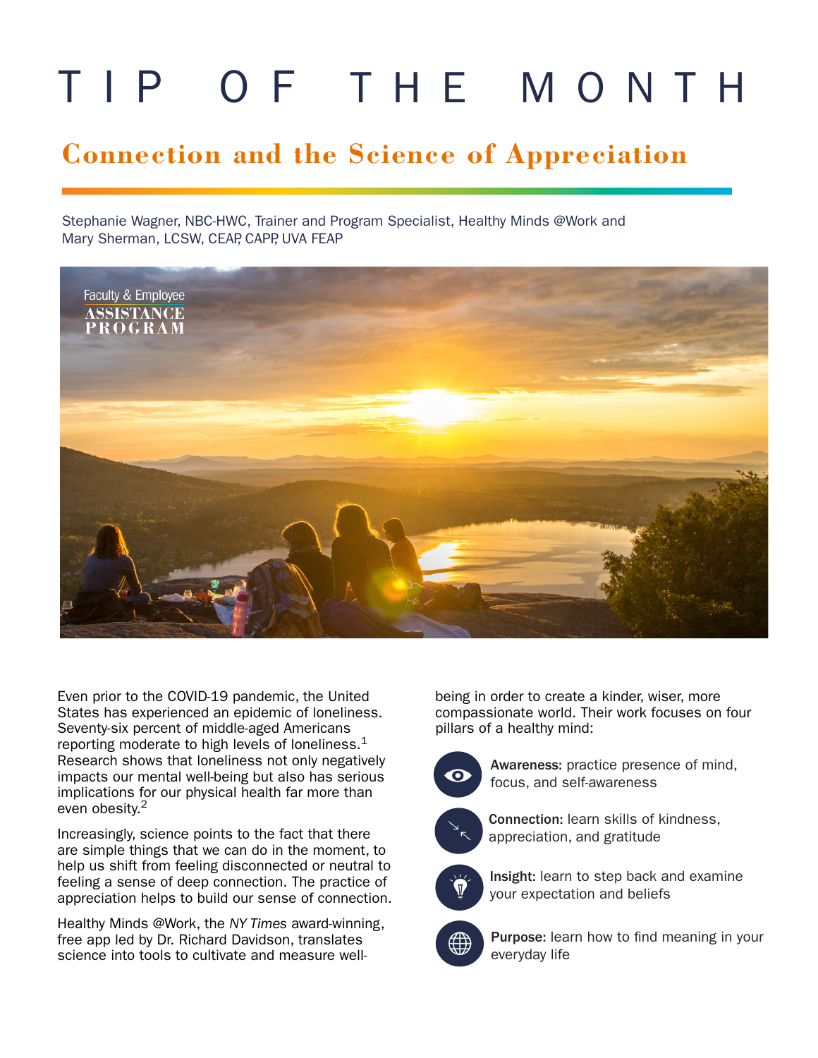# TIP OF THE MONTH

## Connection and the Science of Appreciation

Stephanie Wagner, NBC-HWC, Trainer and Program Specialist, Healthy Minds @Work and
Mary Sherman, LCSW, CEAP, CAPP, UVA FEAP

Faculty & Employee ASSISTANCE PROGRAM

Even prior to the COVID-19 pandemic, the United States has experienced an epidemic of loneliness. Seventy-six percent of middle-aged Americans reporting moderate to high levels of loneliness.[1] Research shows that loneliness not only negatively impacts our mental well-being but also has serious implications for our physical health far more than even obesity.[2]

Increasingly, science points to the fact that there are simple things that we can do in the moment, to help us shift from feeling disconnected or neutral to feeling a sense of deep connection. The practice of appreciation helps to build our sense of connection.

Healthy Minds @Work, the *NY Times* award-winning, free app led by Dr. Richard Davidson, translates science into tools to cultivate and measure well-being in order to create a kinder, wiser, more compassionate world. Their work focuses on four pillars of a healthy mind:

- **Awareness:** practice presence of mind, focus, and self-awareness
- **Connection:** learn skills of kindness, appreciation, and gratitude
- **Insight:** learn to step back and examine your expectation and beliefs
- **Purpose:** learn how to find meaning in your everyday life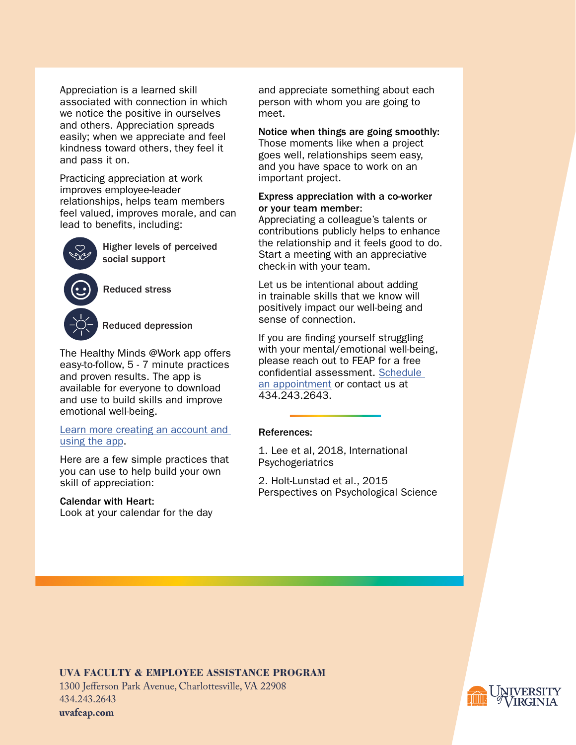Appreciation is a learned skill associated with connection in which we notice the positive in ourselves and others. Appreciation spreads easily; when we appreciate and feel kindness toward others, they feel it and pass it on.

Practicing appreciation at work improves employee-leader relationships, helps team members feel valued, improves morale, and can lead to benefits, including:

- **Higher levels of perceived social support**
- **Reduced stress**
- **Reduced depression**

The Healthy Minds @Work app offers easy-to-follow, 5 - 7 minute practices and proven results. The app is available for everyone to download and use to build skills and improve emotional well-being.

Learn more creating an account and using the app.

Here are a few simple practices that you can use to help build your own skill of appreciation:

**Calendar with Heart:**
Look at your calendar for the day and appreciate something about each person with whom you are going to meet.

**Notice when things are going smoothly:**
Those moments like when a project goes well, relationships seem easy, and you have space to work on an important project.

**Express appreciation with a co-worker or your team member:**
Appreciating a colleague's talents or contributions publicly helps to enhance the relationship and it feels good to do. Start a meeting with an appreciative check-in with your team.

Let us be intentional about adding in trainable skills that we know will positively impact our well-being and sense of connection.

If you are finding yourself struggling with your mental/emotional well-being, please reach out to FEAP for a free confidential assessment. Schedule an appointment or contact us at 434.243.2643.

**References:**

1. Lee et al, 2018, International Psychogeriatrics

2. Holt-Lunstad et al., 2015 Perspectives on Psychological Science

**UVA FACULTY & EMPLOYEE ASSISTANCE PROGRAM**
1300 Jefferson Park Avenue, Charlottesville, VA 22908
434.243.2643
**uvafeap.com**

University of Virginia